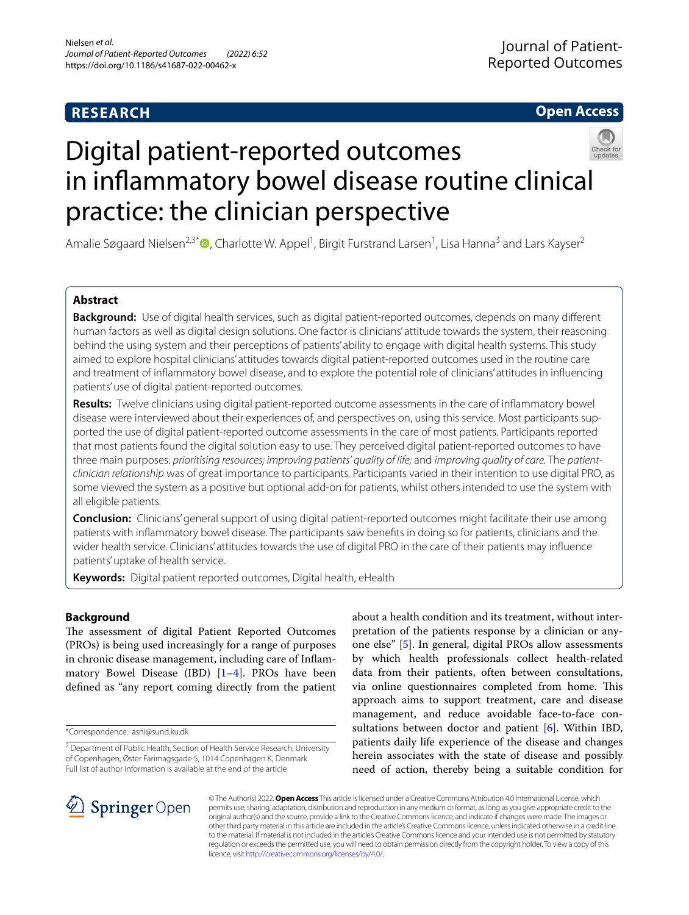RESEARCH

Open Access

# Digital patient-reported outcomes in inflammatory bowel disease routine clinical practice: the clinician perspective

Amalie Søgaard Nielsen[2,3*], Charlotte W. Appel[1], Birgit Furstrand Larsen[1], Lisa Hanna[3] and Lars Kayser[2]

## Abstract

**Background:** Use of digital health services, such as digital patient-reported outcomes, depends on many different human factors as well as digital design solutions. One factor is clinicians' attitude towards the system, their reasoning behind the using system and their perceptions of patients' ability to engage with digital health systems. This study aimed to explore hospital clinicians' attitudes towards digital patient-reported outcomes used in the routine care and treatment of inflammatory bowel disease, and to explore the potential role of clinicians' attitudes in influencing patients' use of digital patient-reported outcomes.

**Results:** Twelve clinicians using digital patient-reported outcome assessments in the care of inflammatory bowel disease were interviewed about their experiences of, and perspectives on, using this service. Most participants supported the use of digital patient-reported outcome assessments in the care of most patients. Participants reported that most patients found the digital solution easy to use. They perceived digital patient-reported outcomes to have three main purposes: *prioritising resources; improving patients' quality of life;* and *improving quality of care.* The *patient-clinician relationship* was of great importance to participants. Participants varied in their intention to use digital PRO, as some viewed the system as a positive but optional add-on for patients, whilst others intended to use the system with all eligible patients.

**Conclusion:** Clinicians' general support of using digital patient-reported outcomes might facilitate their use among patients with inflammatory bowel disease. The participants saw benefits in doing so for patients, clinicians and the wider health service. Clinicians' attitudes towards the use of digital PRO in the care of their patients may influence patients' uptake of health service.

**Keywords:** Digital patient reported outcomes, Digital health, eHealth

## Background

The assessment of digital Patient Reported Outcomes (PROs) is being used increasingly for a range of purposes in chronic disease management, including care of Inflammatory Bowel Disease (IBD) [1–4]. PROs have been defined as "any report coming directly from the patient about a health condition and its treatment, without interpretation of the patients response by a clinician or anyone else" [5]. In general, digital PROs allow assessments by which health professionals collect health-related data from their patients, often between consultations, via online questionnaires completed from home. This approach aims to support treatment, care and disease management, and reduce avoidable face-to-face consultations between doctor and patient [6]. Within IBD, patients daily life experience of the disease and changes herein associates with the state of disease and possibly need of action, thereby being a suitable condition for

*Correspondence: asni@sund.ku.dk

[2] Department of Public Health, Section of Health Service Research, University of Copenhagen, Øster Farimagsgade 5, 1014 Copenhagen K, Denmark

Full list of author information is available at the end of the article

© The Author(s) 2022. **Open Access** This article is licensed under a Creative Commons Attribution 4.0 International License, which permits use, sharing, adaptation, distribution and reproduction in any medium or format, as long as you give appropriate credit to the original author(s) and the source, provide a link to the Creative Commons licence, and indicate if changes were made. The images or other third party material in this article are included in the article's Creative Commons licence, unless indicated otherwise in a credit line to the material. If material is not included in the article's Creative Commons licence and your intended use is not permitted by statutory regulation or exceeds the permitted use, you will need to obtain permission directly from the copyright holder. To view a copy of this licence, visit http://creativecommons.org/licenses/by/4.0/.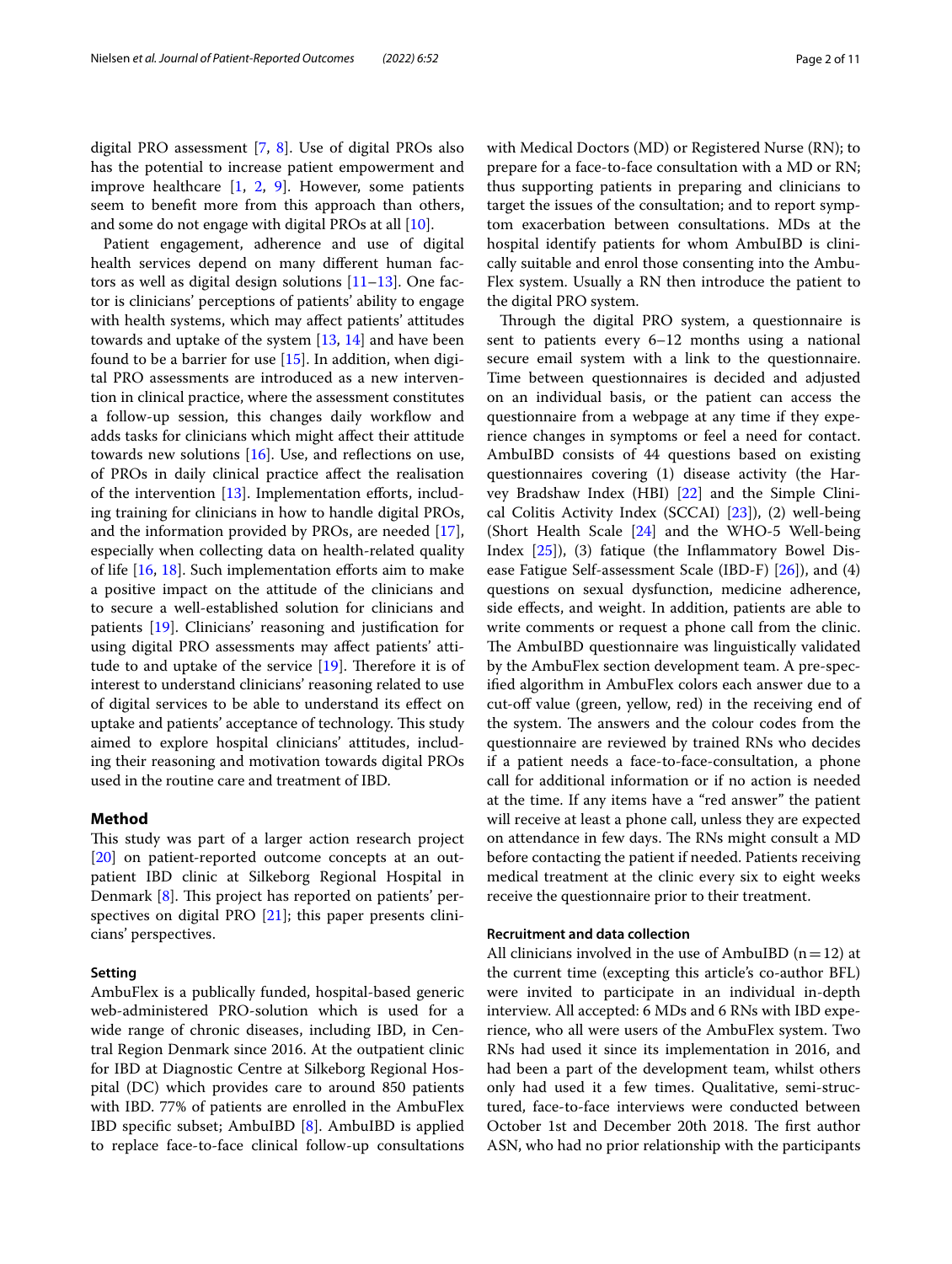digital PRO assessment [7, 8]. Use of digital PROs also has the potential to increase patient empowerment and improve healthcare [1, 2, 9]. However, some patients seem to benefit more from this approach than others, and some do not engage with digital PROs at all [10].

Patient engagement, adherence and use of digital health services depend on many different human factors as well as digital design solutions [11–13]. One factor is clinicians' perceptions of patients' ability to engage with health systems, which may affect patients' attitudes towards and uptake of the system [13, 14] and have been found to be a barrier for use [15]. In addition, when digital PRO assessments are introduced as a new intervention in clinical practice, where the assessment constitutes a follow-up session, this changes daily workflow and adds tasks for clinicians which might affect their attitude towards new solutions [16]. Use, and reflections on use, of PROs in daily clinical practice affect the realisation of the intervention [13]. Implementation efforts, including training for clinicians in how to handle digital PROs, and the information provided by PROs, are needed [17], especially when collecting data on health-related quality of life [16, 18]. Such implementation efforts aim to make a positive impact on the attitude of the clinicians and to secure a well-established solution for clinicians and patients [19]. Clinicians' reasoning and justification for using digital PRO assessments may affect patients' attitude to and uptake of the service [19]. Therefore it is of interest to understand clinicians' reasoning related to use of digital services to be able to understand its effect on uptake and patients' acceptance of technology. This study aimed to explore hospital clinicians' attitudes, including their reasoning and motivation towards digital PROs used in the routine care and treatment of IBD.

## Method

This study was part of a larger action research project [20] on patient-reported outcome concepts at an outpatient IBD clinic at Silkeborg Regional Hospital in Denmark [8]. This project has reported on patients' perspectives on digital PRO [21]; this paper presents clinicians' perspectives.

### Setting

AmbuFlex is a publically funded, hospital-based generic web-administered PRO-solution which is used for a wide range of chronic diseases, including IBD, in Central Region Denmark since 2016. At the outpatient clinic for IBD at Diagnostic Centre at Silkeborg Regional Hospital (DC) which provides care to around 850 patients with IBD. 77% of patients are enrolled in the AmbuFlex IBD specific subset; AmbuIBD [8]. AmbuIBD is applied to replace face-to-face clinical follow-up consultations with Medical Doctors (MD) or Registered Nurse (RN); to prepare for a face-to-face consultation with a MD or RN; thus supporting patients in preparing and clinicians to target the issues of the consultation; and to report symptom exacerbation between consultations. MDs at the hospital identify patients for whom AmbuIBD is clinically suitable and enrol those consenting into the AmbuFlex system. Usually a RN then introduce the patient to the digital PRO system.

Through the digital PRO system, a questionnaire is sent to patients every 6–12 months using a national secure email system with a link to the questionnaire. Time between questionnaires is decided and adjusted on an individual basis, or the patient can access the questionnaire from a webpage at any time if they experience changes in symptoms or feel a need for contact. AmbuIBD consists of 44 questions based on existing questionnaires covering (1) disease activity (the Harvey Bradshaw Index (HBI) [22] and the Simple Clinical Colitis Activity Index (SCCAI) [23]), (2) well-being (Short Health Scale [24] and the WHO-5 Well-being Index [25]), (3) fatique (the Inflammatory Bowel Disease Fatigue Self-assessment Scale (IBD-F) [26]), and (4) questions on sexual dysfunction, medicine adherence, side effects, and weight. In addition, patients are able to write comments or request a phone call from the clinic. The AmbuIBD questionnaire was linguistically validated by the AmbuFlex section development team. A pre-specified algorithm in AmbuFlex colors each answer due to a cut-off value (green, yellow, red) in the receiving end of the system. The answers and the colour codes from the questionnaire are reviewed by trained RNs who decides if a patient needs a face-to-face-consultation, a phone call for additional information or if no action is needed at the time. If any items have a "red answer" the patient will receive at least a phone call, unless they are expected on attendance in few days. The RNs might consult a MD before contacting the patient if needed. Patients receiving medical treatment at the clinic every six to eight weeks receive the questionnaire prior to their treatment.

### Recruitment and data collection

All clinicians involved in the use of AmbuIBD (n = 12) at the current time (excepting this article's co-author BFL) were invited to participate in an individual in-depth interview. All accepted: 6 MDs and 6 RNs with IBD experience, who all were users of the AmbuFlex system. Two RNs had used it since its implementation in 2016, and had been a part of the development team, whilst others only had used it a few times. Qualitative, semi-structured, face-to-face interviews were conducted between October 1st and December 20th 2018. The first author ASN, who had no prior relationship with the participants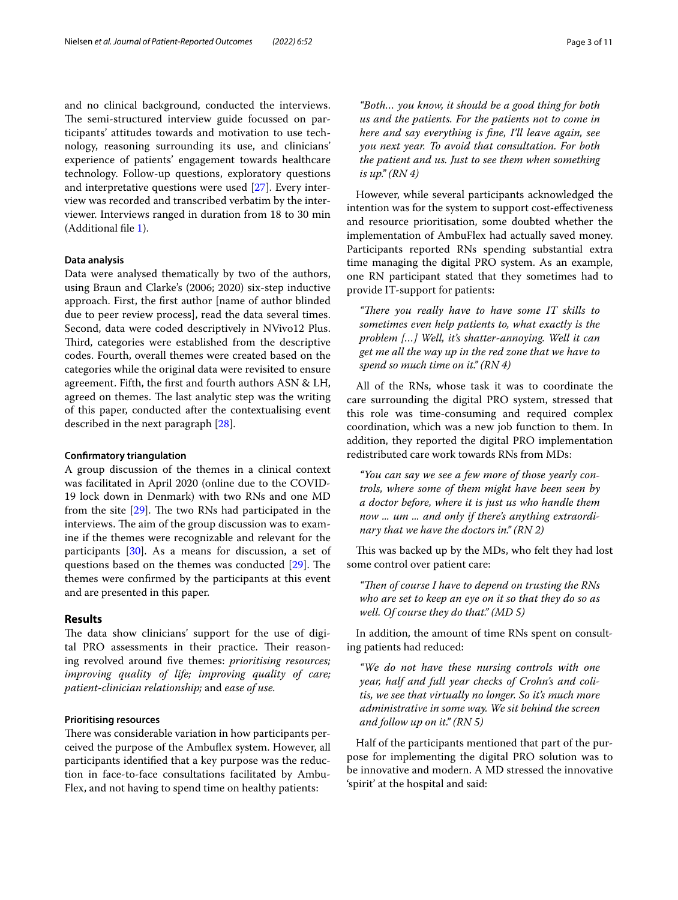and no clinical background, conducted the interviews. The semi-structured interview guide focussed on participants' attitudes towards and motivation to use technology, reasoning surrounding its use, and clinicians' experience of patients' engagement towards healthcare technology. Follow-up questions, exploratory questions and interpretative questions were used [27]. Every interview was recorded and transcribed verbatim by the interviewer. Interviews ranged in duration from 18 to 30 min (Additional file 1).

#### Data analysis

Data were analysed thematically by two of the authors, using Braun and Clarke's (2006; 2020) six-step inductive approach. First, the first author [name of author blinded due to peer review process], read the data several times. Second, data were coded descriptively in NVivo12 Plus. Third, categories were established from the descriptive codes. Fourth, overall themes were created based on the categories while the original data were revisited to ensure agreement. Fifth, the first and fourth authors ASN & LH, agreed on themes. The last analytic step was the writing of this paper, conducted after the contextualising event described in the next paragraph [28].

#### Confirmatory triangulation

A group discussion of the themes in a clinical context was facilitated in April 2020 (online due to the COVID-19 lock down in Denmark) with two RNs and one MD from the site [29]. The two RNs had participated in the interviews. The aim of the group discussion was to examine if the themes were recognizable and relevant for the participants [30]. As a means for discussion, a set of questions based on the themes was conducted [29]. The themes were confirmed by the participants at this event and are presented in this paper.

### Results

The data show clinicians' support for the use of digital PRO assessments in their practice. Their reasoning revolved around five themes: *prioritising resources; improving quality of life; improving quality of care; patient-clinician relationship;* and *ease of use.*

#### Prioritising resources

There was considerable variation in how participants perceived the purpose of the Ambuflex system. However, all participants identified that a key purpose was the reduction in face-to-face consultations facilitated by AmbuFlex, and not having to spend time on healthy patients:

> *"Both… you know, it should be a good thing for both us and the patients. For the patients not to come in here and say everything is fine, I'll leave again, see you next year. To avoid that consultation. For both the patient and us. Just to see them when something is up." (RN 4)*

However, while several participants acknowledged the intention was for the system to support cost-effectiveness and resource prioritisation, some doubted whether the implementation of AmbuFlex had actually saved money. Participants reported RNs spending substantial extra time managing the digital PRO system. As an example, one RN participant stated that they sometimes had to provide IT-support for patients:

> *"There you really have to have some IT skills to sometimes even help patients to, what exactly is the problem […] Well, it's shatter-annoying. Well it can get me all the way up in the red zone that we have to spend so much time on it." (RN 4)*

All of the RNs, whose task it was to coordinate the care surrounding the digital PRO system, stressed that this role was time-consuming and required complex coordination, which was a new job function to them. In addition, they reported the digital PRO implementation redistributed care work towards RNs from MDs:

> *"You can say we see a few more of those yearly controls, where some of them might have been seen by a doctor before, where it is just us who handle them now ... um ... and only if there's anything extraordinary that we have the doctors in." (RN 2)*

This was backed up by the MDs, who felt they had lost some control over patient care:

> *"Then of course I have to depend on trusting the RNs who are set to keep an eye on it so that they do so as well. Of course they do that." (MD 5)*

In addition, the amount of time RNs spent on consulting patients had reduced:

> *"We do not have these nursing controls with one year, half and full year checks of Crohn's and colitis, we see that virtually no longer. So it's much more administrative in some way. We sit behind the screen and follow up on it." (RN 5)*

Half of the participants mentioned that part of the purpose for implementing the digital PRO solution was to be innovative and modern. A MD stressed the innovative 'spirit' at the hospital and said: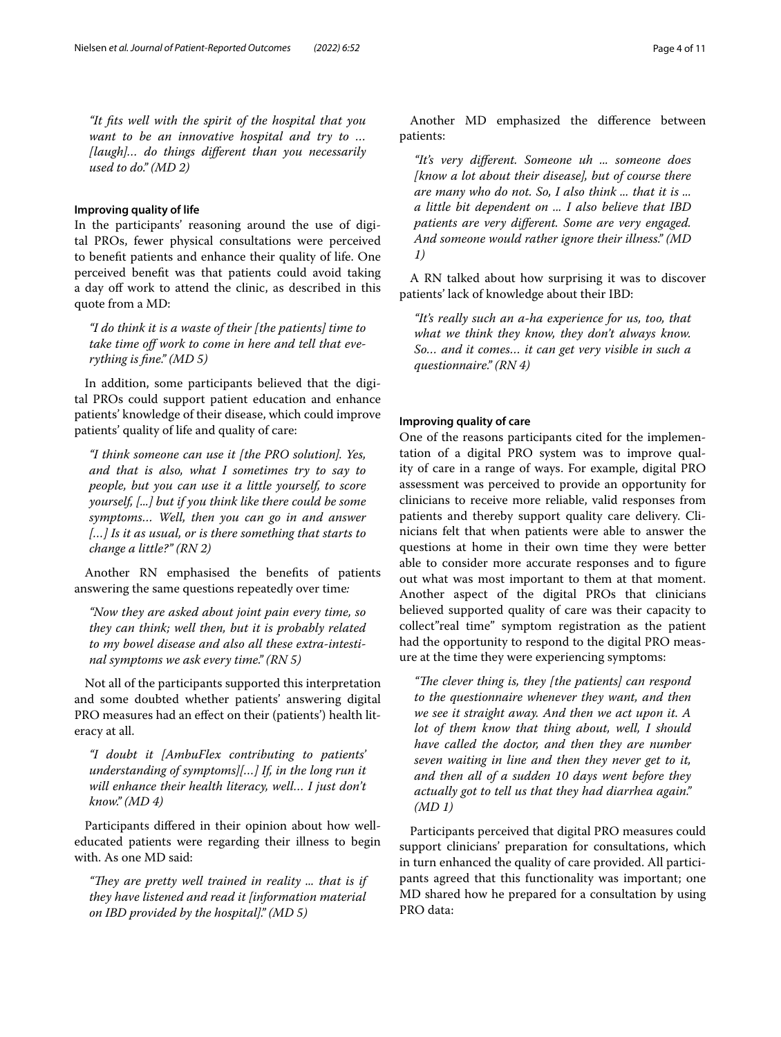*"It fits well with the spirit of the hospital that you want to be an innovative hospital and try to … [laugh]… do things different than you necessarily used to do." (MD 2)*

#### Improving quality of life

In the participants' reasoning around the use of digital PROs, fewer physical consultations were perceived to benefit patients and enhance their quality of life. One perceived benefit was that patients could avoid taking a day off work to attend the clinic, as described in this quote from a MD:

*"I do think it is a waste of their [the patients] time to take time off work to come in here and tell that everything is fine." (MD 5)*

In addition, some participants believed that the digital PROs could support patient education and enhance patients' knowledge of their disease, which could improve patients' quality of life and quality of care:

*"I think someone can use it [the PRO solution]. Yes, and that is also, what I sometimes try to say to people, but you can use it a little yourself, to score yourself, [...] but if you think like there could be some symptoms… Well, then you can go in and answer […] Is it as usual, or is there something that starts to change a little?" (RN 2)*

Another RN emphasised the benefits of patients answering the same questions repeatedly over time:

*"Now they are asked about joint pain every time, so they can think; well then, but it is probably related to my bowel disease and also all these extra-intestinal symptoms we ask every time." (RN 5)*

Not all of the participants supported this interpretation and some doubted whether patients' answering digital PRO measures had an effect on their (patients') health literacy at all.

*"I doubt it [AmbuFlex contributing to patients' understanding of symptoms][…] If, in the long run it will enhance their health literacy, well… I just don't know." (MD 4)*

Participants differed in their opinion about how well-educated patients were regarding their illness to begin with. As one MD said:

*"They are pretty well trained in reality ... that is if they have listened and read it [information material on IBD provided by the hospital]." (MD 5)*

Another MD emphasized the difference between patients:

*"It's very different. Someone uh ... someone does [know a lot about their disease], but of course there are many who do not. So, I also think ... that it is ... a little bit dependent on ... I also believe that IBD patients are very different. Some are very engaged. And someone would rather ignore their illness." (MD 1)*

A RN talked about how surprising it was to discover patients' lack of knowledge about their IBD:

*"It's really such an a-ha experience for us, too, that what we think they know, they don't always know. So… and it comes… it can get very visible in such a questionnaire." (RN 4)*

#### Improving quality of care

One of the reasons participants cited for the implementation of a digital PRO system was to improve quality of care in a range of ways. For example, digital PRO assessment was perceived to provide an opportunity for clinicians to receive more reliable, valid responses from patients and thereby support quality care delivery. Clinicians felt that when patients were able to answer the questions at home in their own time they were better able to consider more accurate responses and to figure out what was most important to them at that moment. Another aspect of the digital PROs that clinicians believed supported quality of care was their capacity to collect"real time" symptom registration as the patient had the opportunity to respond to the digital PRO measure at the time they were experiencing symptoms:

*"The clever thing is, they [the patients] can respond to the questionnaire whenever they want, and then we see it straight away. And then we act upon it. A lot of them know that thing about, well, I should have called the doctor, and then they are number seven waiting in line and then they never get to it, and then all of a sudden 10 days went before they actually got to tell us that they had diarrhea again." (MD 1)*

Participants perceived that digital PRO measures could support clinicians' preparation for consultations, which in turn enhanced the quality of care provided. All participants agreed that this functionality was important; one MD shared how he prepared for a consultation by using PRO data: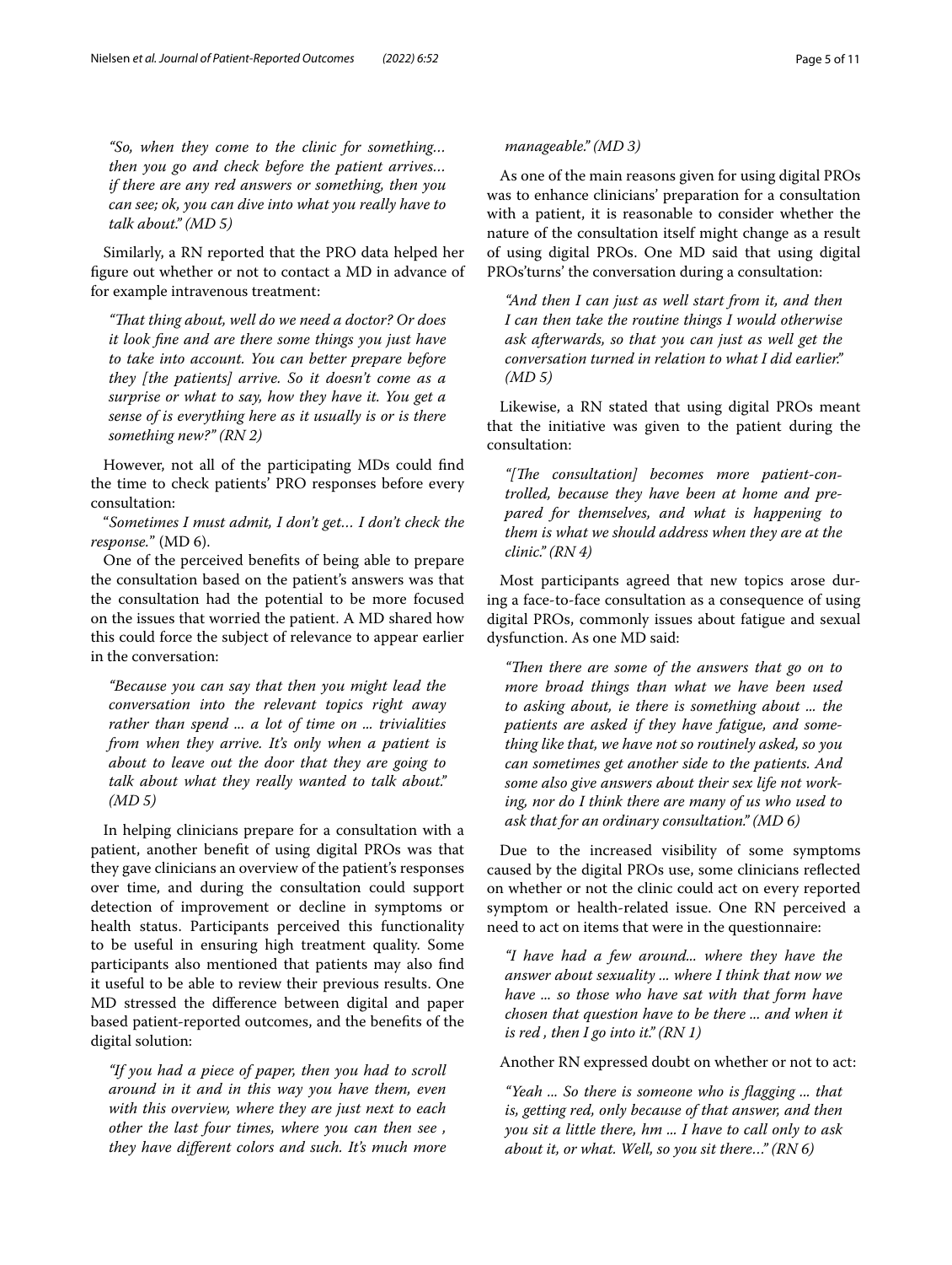*"So, when they come to the clinic for something… then you go and check before the patient arrives… if there are any red answers or something, then you can see; ok, you can dive into what you really have to talk about." (MD 5)*

Similarly, a RN reported that the PRO data helped her figure out whether or not to contact a MD in advance of for example intravenous treatment:

*"That thing about, well do we need a doctor? Or does it look fine and are there some things you just have to take into account. You can better prepare before they [the patients] arrive. So it doesn't come as a surprise or what to say, how they have it. You get a sense of is everything here as it usually is or is there something new?" (RN 2)*

However, not all of the participating MDs could find the time to check patients' PRO responses before every consultation:

"*Sometimes I must admit, I don't get… I don't check the response.*" (MD 6).

One of the perceived benefits of being able to prepare the consultation based on the patient's answers was that the consultation had the potential to be more focused on the issues that worried the patient. A MD shared how this could force the subject of relevance to appear earlier in the conversation:

*"Because you can say that then you might lead the conversation into the relevant topics right away rather than spend ... a lot of time on ... trivialities from when they arrive. It's only when a patient is about to leave out the door that they are going to talk about what they really wanted to talk about." (MD 5)*

In helping clinicians prepare for a consultation with a patient, another benefit of using digital PROs was that they gave clinicians an overview of the patient's responses over time, and during the consultation could support detection of improvement or decline in symptoms or health status. Participants perceived this functionality to be useful in ensuring high treatment quality. Some participants also mentioned that patients may also find it useful to be able to review their previous results. One MD stressed the difference between digital and paper based patient-reported outcomes, and the benefits of the digital solution:

*"If you had a piece of paper, then you had to scroll around in it and in this way you have them, even with this overview, where they are just next to each other the last four times, where you can then see , they have different colors and such. It's much more manageable." (MD 3)*

As one of the main reasons given for using digital PROs was to enhance clinicians' preparation for a consultation with a patient, it is reasonable to consider whether the nature of the consultation itself might change as a result of using digital PROs. One MD said that using digital PROs'turns' the conversation during a consultation:

*"And then I can just as well start from it, and then I can then take the routine things I would otherwise ask afterwards, so that you can just as well get the conversation turned in relation to what I did earlier." (MD 5)*

Likewise, a RN stated that using digital PROs meant that the initiative was given to the patient during the consultation:

*"[The consultation] becomes more patient-controlled, because they have been at home and prepared for themselves, and what is happening to them is what we should address when they are at the clinic." (RN 4)*

Most participants agreed that new topics arose during a face-to-face consultation as a consequence of using digital PROs, commonly issues about fatigue and sexual dysfunction. As one MD said:

*"Then there are some of the answers that go on to more broad things than what we have been used to asking about, ie there is something about ... the patients are asked if they have fatigue, and something like that, we have not so routinely asked, so you can sometimes get another side to the patients. And some also give answers about their sex life not working, nor do I think there are many of us who used to ask that for an ordinary consultation." (MD 6)*

Due to the increased visibility of some symptoms caused by the digital PROs use, some clinicians reflected on whether or not the clinic could act on every reported symptom or health-related issue. One RN perceived a need to act on items that were in the questionnaire:

*"I have had a few around... where they have the answer about sexuality ... where I think that now we have ... so those who have sat with that form have chosen that question have to be there ... and when it is red , then I go into it." (RN 1)*

Another RN expressed doubt on whether or not to act:

*"Yeah ... So there is someone who is flagging ... that is, getting red, only because of that answer, and then you sit a little there, hm ... I have to call only to ask about it, or what. Well, so you sit there…" (RN 6)*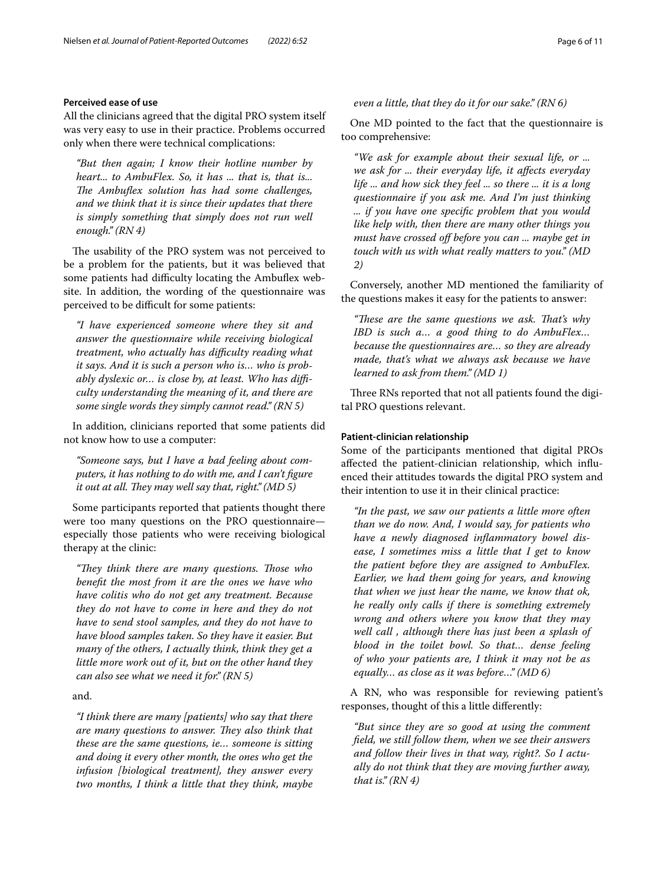#### Perceived ease of use

All the clinicians agreed that the digital PRO system itself was very easy to use in their practice. Problems occurred only when there were technical complications:

> *"But then again; I know their hotline number by heart... to AmbuFlex. So, it has ... that is, that is... The Ambuflex solution has had some challenges, and we think that it is since their updates that there is simply something that simply does not run well enough." (RN 4)*

The usability of the PRO system was not perceived to be a problem for the patients, but it was believed that some patients had difficulty locating the Ambuflex website. In addition, the wording of the questionnaire was perceived to be difficult for some patients:

> *"I have experienced someone where they sit and answer the questionnaire while receiving biological treatment, who actually has difficulty reading what it says. And it is such a person who is… who is probably dyslexic or… is close by, at least. Who has difficulty understanding the meaning of it, and there are some single words they simply cannot read." (RN 5)*

In addition, clinicians reported that some patients did not know how to use a computer:

> *"Someone says, but I have a bad feeling about computers, it has nothing to do with me, and I can't figure it out at all. They may well say that, right." (MD 5)*

Some participants reported that patients thought there were too many questions on the PRO questionnaire—especially those patients who were receiving biological therapy at the clinic:

> *"They think there are many questions. Those who benefit the most from it are the ones we have who have colitis who do not get any treatment. Because they do not have to come in here and they do not have to send stool samples, and they do not have to have blood samples taken. So they have it easier. But many of the others, I actually think, think they get a little more work out of it, but on the other hand they can also see what we need it for." (RN 5)*

and.

> *"I think there are many [patients] who say that there are many questions to answer. They also think that these are the same questions, ie… someone is sitting and doing it every other month, the ones who get the infusion [biological treatment], they answer every two months, I think a little that they think, maybe even a little, that they do it for our sake." (RN 6)*

One MD pointed to the fact that the questionnaire is too comprehensive:

> *"We ask for example about their sexual life, or ... we ask for ... their everyday life, it affects everyday life ... and how sick they feel ... so there ... it is a long questionnaire if you ask me. And I'm just thinking ... if you have one specific problem that you would like help with, then there are many other things you must have crossed off before you can ... maybe get in touch with us with what really matters to you." (MD 2)*

Conversely, another MD mentioned the familiarity of the questions makes it easy for the patients to answer:

> *"These are the same questions we ask. That's why IBD is such a… a good thing to do AmbuFlex… because the questionnaires are… so they are already made, that's what we always ask because we have learned to ask from them." (MD 1)*

Three RNs reported that not all patients found the digital PRO questions relevant.

#### Patient-clinician relationship

Some of the participants mentioned that digital PROs affected the patient-clinician relationship, which influenced their attitudes towards the digital PRO system and their intention to use it in their clinical practice:

> *"In the past, we saw our patients a little more often than we do now. And, I would say, for patients who have a newly diagnosed inflammatory bowel disease, I sometimes miss a little that I get to know the patient before they are assigned to AmbuFlex. Earlier, we had them going for years, and knowing that when we just hear the name, we know that ok, he really only calls if there is something extremely wrong and others where you know that they may well call , although there has just been a splash of blood in the toilet bowl. So that… dense feeling of who your patients are, I think it may not be as equally… as close as it was before…" (MD 6)*

A RN, who was responsible for reviewing patient's responses, thought of this a little differently:

> *"But since they are so good at using the comment field, we still follow them, when we see their answers and follow their lives in that way, right?. So I actually do not think that they are moving further away, that is." (RN 4)*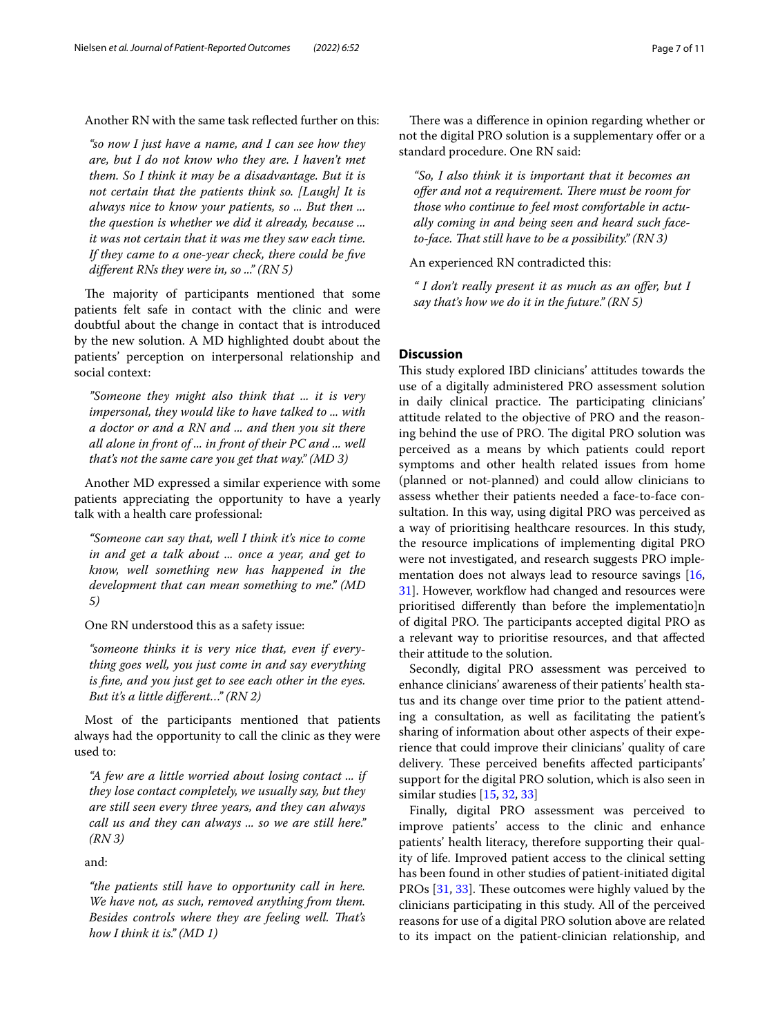Another RN with the same task reflected further on this:

> *"so now I just have a name, and I can see how they are, but I do not know who they are. I haven't met them. So I think it may be a disadvantage. But it is not certain that the patients think so. [Laugh] It is always nice to know your patients, so ... But then ... the question is whether we did it already, because ... it was not certain that it was me they saw each time. If they came to a one-year check, there could be five different RNs they were in, so ..." (RN 5)*

The majority of participants mentioned that some patients felt safe in contact with the clinic and were doubtful about the change in contact that is introduced by the new solution. A MD highlighted doubt about the patients' perception on interpersonal relationship and social context:

> *"Someone they might also think that ... it is very impersonal, they would like to have talked to ... with a doctor or and a RN and ... and then you sit there all alone in front of ... in front of their PC and ... well that's not the same care you get that way." (MD 3)*

Another MD expressed a similar experience with some patients appreciating the opportunity to have a yearly talk with a health care professional:

> *"Someone can say that, well I think it's nice to come in and get a talk about ... once a year, and get to know, well something new has happened in the development that can mean something to me." (MD 5)*

One RN understood this as a safety issue:

> *"someone thinks it is very nice that, even if everything goes well, you just come in and say everything is fine, and you just get to see each other in the eyes. But it's a little different…" (RN 2)*

Most of the participants mentioned that patients always had the opportunity to call the clinic as they were used to:

> *"A few are a little worried about losing contact ... if they lose contact completely, we usually say, but they are still seen every three years, and they can always call us and they can always ... so we are still here." (RN 3)*

and:

> *"the patients still have to opportunity call in here. We have not, as such, removed anything from them. Besides controls where they are feeling well. That's how I think it is." (MD 1)*

There was a difference in opinion regarding whether or not the digital PRO solution is a supplementary offer or a standard procedure. One RN said:

> *"So, I also think it is important that it becomes an offer and not a requirement. There must be room for those who continue to feel most comfortable in actually coming in and being seen and heard such face-to-face. That still have to be a possibility." (RN 3)*

An experienced RN contradicted this:

> *" I don't really present it as much as an offer, but I say that's how we do it in the future." (RN 5)*

## Discussion

This study explored IBD clinicians' attitudes towards the use of a digitally administered PRO assessment solution in daily clinical practice. The participating clinicians' attitude related to the objective of PRO and the reasoning behind the use of PRO. The digital PRO solution was perceived as a means by which patients could report symptoms and other health related issues from home (planned or not-planned) and could allow clinicians to assess whether their patients needed a face-to-face consultation. In this way, using digital PRO was perceived as a way of prioritising healthcare resources. In this study, the resource implications of implementing digital PRO were not investigated, and research suggests PRO implementation does not always lead to resource savings [16, 31]. However, workflow had changed and resources were prioritised differently than before the implementatio]n of digital PRO. The participants accepted digital PRO as a relevant way to prioritise resources, and that affected their attitude to the solution.

Secondly, digital PRO assessment was perceived to enhance clinicians' awareness of their patients' health status and its change over time prior to the patient attending a consultation, as well as facilitating the patient's sharing of information about other aspects of their experience that could improve their clinicians' quality of care delivery. These perceived benefits affected participants' support for the digital PRO solution, which is also seen in similar studies [15, 32, 33]

Finally, digital PRO assessment was perceived to improve patients' access to the clinic and enhance patients' health literacy, therefore supporting their quality of life. Improved patient access to the clinical setting has been found in other studies of patient-initiated digital PROs [31, 33]. These outcomes were highly valued by the clinicians participating in this study. All of the perceived reasons for use of a digital PRO solution above are related to its impact on the patient-clinician relationship, and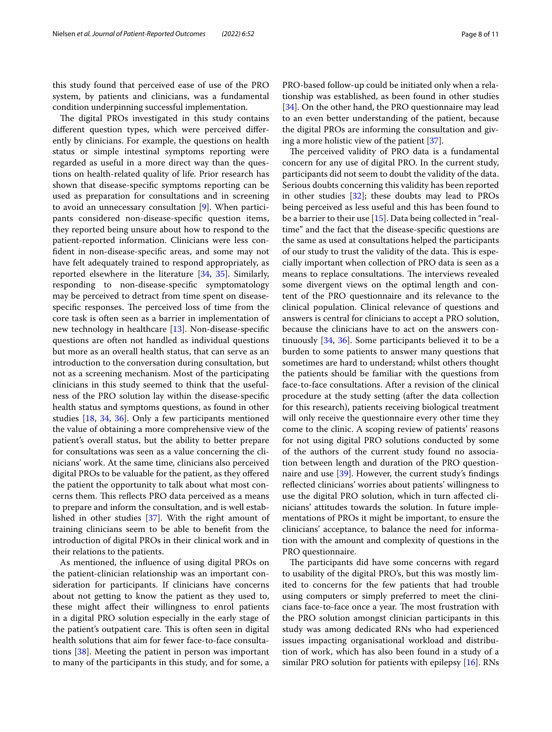this study found that perceived ease of use of the PRO system, by patients and clinicians, was a fundamental condition underpinning successful implementation.

The digital PROs investigated in this study contains different question types, which were perceived differently by clinicians. For example, the questions on health status or simple intestinal symptoms reporting were regarded as useful in a more direct way than the questions on health-related quality of life. Prior research has shown that disease-specific symptoms reporting can be used as preparation for consultations and in screening to avoid an unnecessary consultation [9]. When participants considered non-disease-specific question items, they reported being unsure about how to respond to the patient-reported information. Clinicians were less confident in non-disease-specific areas, and some may not have felt adequately trained to respond appropriately, as reported elsewhere in the literature [34, 35]. Similarly, responding to non-disease-specific symptomatology may be perceived to detract from time spent on disease-specific responses. The perceived loss of time from the core task is often seen as a barrier in implementation of new technology in healthcare [13]. Non-disease-specific questions are often not handled as individual questions but more as an overall health status, that can serve as an introduction to the conversation during consultation, but not as a screening mechanism. Most of the participating clinicians in this study seemed to think that the usefulness of the PRO solution lay within the disease-specific health status and symptoms questions, as found in other studies [18, 34, 36]. Only a few participants mentioned the value of obtaining a more comprehensive view of the patient's overall status, but the ability to better prepare for consultations was seen as a value concerning the clinicians' work. At the same time, clinicians also perceived digital PROs to be valuable for the patient, as they offered the patient the opportunity to talk about what most concerns them. This reflects PRO data perceived as a means to prepare and inform the consultation, and is well established in other studies [37]. With the right amount of training clinicians seem to be able to benefit from the introduction of digital PROs in their clinical work and in their relations to the patients.

As mentioned, the influence of using digital PROs on the patient-clinician relationship was an important consideration for participants. If clinicians have concerns about not getting to know the patient as they used to, these might affect their willingness to enrol patients in a digital PRO solution especially in the early stage of the patient's outpatient care. This is often seen in digital health solutions that aim for fewer face-to-face consultations [38]. Meeting the patient in person was important to many of the participants in this study, and for some, a PRO-based follow-up could be initiated only when a relationship was established, as been found in other studies [34]. On the other hand, the PRO questionnaire may lead to an even better understanding of the patient, because the digital PROs are informing the consultation and giving a more holistic view of the patient [37].

The perceived validity of PRO data is a fundamental concern for any use of digital PRO. In the current study, participants did not seem to doubt the validity of the data. Serious doubts concerning this validity has been reported in other studies [32]; these doubts may lead to PROs being perceived as less useful and this has been found to be a barrier to their use [15]. Data being collected in "real-time" and the fact that the disease-specific questions are the same as used at consultations helped the participants of our study to trust the validity of the PRO data. This is especially important when collection of PRO data is seen as a means to replace consultations. The interviews revealed some divergent views on the optimal length and content of the PRO questionnaire and its relevance to the clinical population. Clinical relevance of questions and answers is central for clinicians to accept a PRO solution, because the clinicians have to act on the answers continuously [34, 36]. Some participants believed it to be a burden to some patients to answer many questions that sometimes are hard to understand; whilst others thought the patients should be familiar with the questions from face-to-face consultations. After a revision of the clinical procedure at the study setting (after the data collection for this research), patients receiving biological treatment will only receive the questionnaire every other time they come to the clinic. A scoping review of patients' reasons for not using digital PRO solutions conducted by some of the authors of the current study found no association between length and duration of the PRO questionnaire and use [39]. However, the current study's findings reflected clinicians' worries about patients' willingness to use the digital PRO solution, which in turn affected clinicians' attitudes towards the solution. In future implementations of PROs it might be important, to ensure the clinicians' acceptance, to balance the need for information with the amount and complexity of questions in the PRO questionnaire.

The participants did have some concerns with regard to usability of the digital PRO's, but this was mostly limited to concerns for the few patients that had trouble using computers or simply preferred to meet the clinicians face-to-face once a year. The most frustration with the PRO solution amongst clinician participants in this study was among dedicated RNs who had experienced issues impacting organisational workload and distribution of work, which has also been found in a study of a similar PRO solution for patients with epilepsy [16]. RNs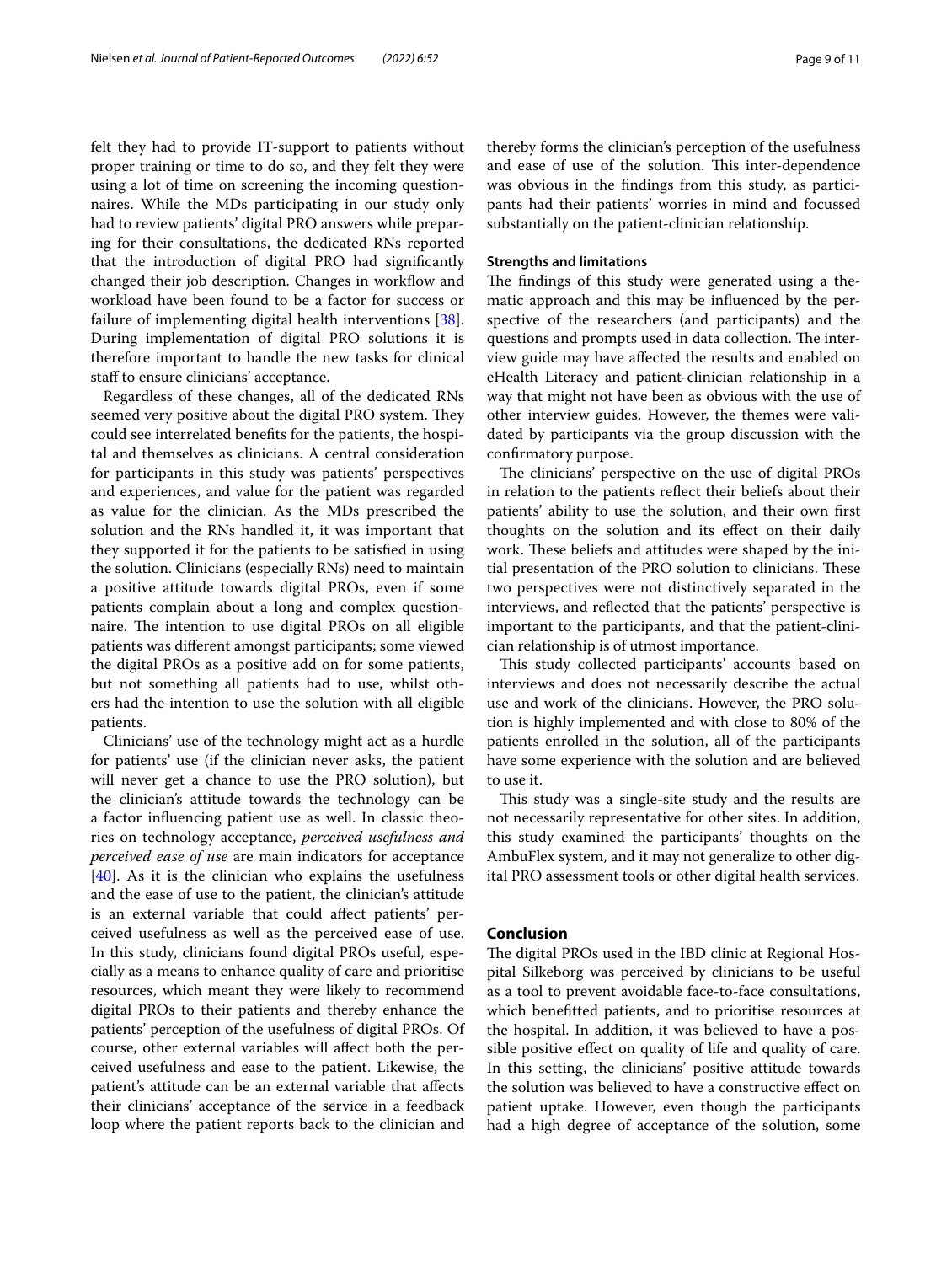felt they had to provide IT-support to patients without proper training or time to do so, and they felt they were using a lot of time on screening the incoming questionnaires. While the MDs participating in our study only had to review patients' digital PRO answers while preparing for their consultations, the dedicated RNs reported that the introduction of digital PRO had significantly changed their job description. Changes in workflow and workload have been found to be a factor for success or failure of implementing digital health interventions [38]. During implementation of digital PRO solutions it is therefore important to handle the new tasks for clinical staff to ensure clinicians' acceptance.

Regardless of these changes, all of the dedicated RNs seemed very positive about the digital PRO system. They could see interrelated benefits for the patients, the hospital and themselves as clinicians. A central consideration for participants in this study was patients' perspectives and experiences, and value for the patient was regarded as value for the clinician. As the MDs prescribed the solution and the RNs handled it, it was important that they supported it for the patients to be satisfied in using the solution. Clinicians (especially RNs) need to maintain a positive attitude towards digital PROs, even if some patients complain about a long and complex questionnaire. The intention to use digital PROs on all eligible patients was different amongst participants; some viewed the digital PROs as a positive add on for some patients, but not something all patients had to use, whilst others had the intention to use the solution with all eligible patients.

Clinicians' use of the technology might act as a hurdle for patients' use (if the clinician never asks, the patient will never get a chance to use the PRO solution), but the clinician's attitude towards the technology can be a factor influencing patient use as well. In classic theories on technology acceptance, *perceived usefulness and perceived ease of use* are main indicators for acceptance [40]. As it is the clinician who explains the usefulness and the ease of use to the patient, the clinician's attitude is an external variable that could affect patients' perceived usefulness as well as the perceived ease of use. In this study, clinicians found digital PROs useful, especially as a means to enhance quality of care and prioritise resources, which meant they were likely to recommend digital PROs to their patients and thereby enhance the patients' perception of the usefulness of digital PROs. Of course, other external variables will affect both the perceived usefulness and ease to the patient. Likewise, the patient's attitude can be an external variable that affects their clinicians' acceptance of the service in a feedback loop where the patient reports back to the clinician and thereby forms the clinician's perception of the usefulness and ease of use of the solution. This inter-dependence was obvious in the findings from this study, as participants had their patients' worries in mind and focussed substantially on the patient-clinician relationship.

### Strengths and limitations

The findings of this study were generated using a thematic approach and this may be influenced by the perspective of the researchers (and participants) and the questions and prompts used in data collection. The interview guide may have affected the results and enabled on eHealth Literacy and patient-clinician relationship in a way that might not have been as obvious with the use of other interview guides. However, the themes were validated by participants via the group discussion with the confirmatory purpose.

The clinicians' perspective on the use of digital PROs in relation to the patients reflect their beliefs about their patients' ability to use the solution, and their own first thoughts on the solution and its effect on their daily work. These beliefs and attitudes were shaped by the initial presentation of the PRO solution to clinicians. These two perspectives were not distinctively separated in the interviews, and reflected that the patients' perspective is important to the participants, and that the patient-clinician relationship is of utmost importance.

This study collected participants' accounts based on interviews and does not necessarily describe the actual use and work of the clinicians. However, the PRO solution is highly implemented and with close to 80% of the patients enrolled in the solution, all of the participants have some experience with the solution and are believed to use it.

This study was a single-site study and the results are not necessarily representative for other sites. In addition, this study examined the participants' thoughts on the AmbuFlex system, and it may not generalize to other digital PRO assessment tools or other digital health services.

## Conclusion

The digital PROs used in the IBD clinic at Regional Hospital Silkeborg was perceived by clinicians to be useful as a tool to prevent avoidable face-to-face consultations, which benefitted patients, and to prioritise resources at the hospital. In addition, it was believed to have a possible positive effect on quality of life and quality of care. In this setting, the clinicians' positive attitude towards the solution was believed to have a constructive effect on patient uptake. However, even though the participants had a high degree of acceptance of the solution, some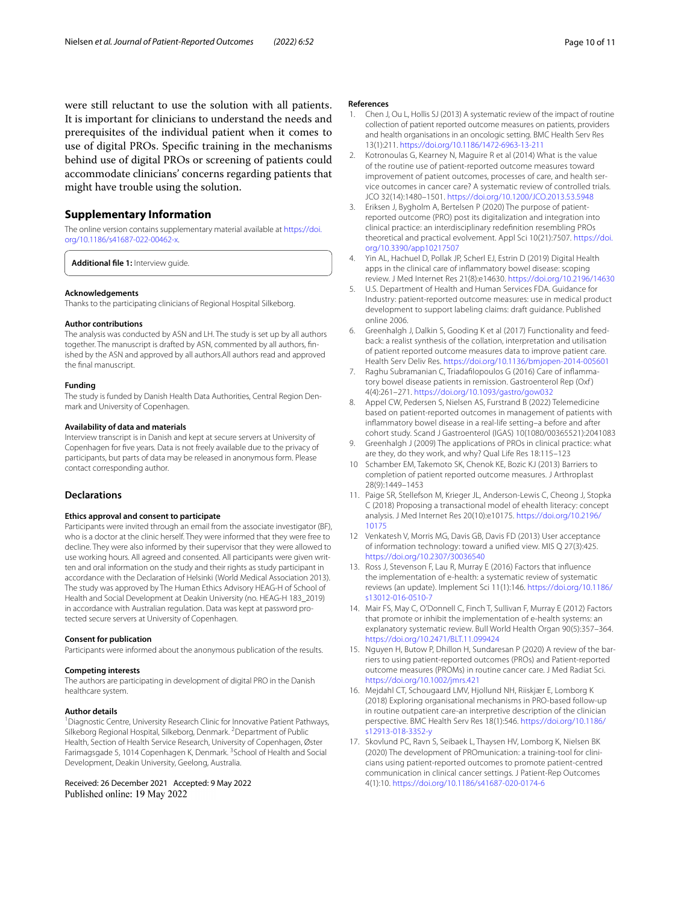were still reluctant to use the solution with all patients. It is important for clinicians to understand the needs and prerequisites of the individual patient when it comes to use of digital PROs. Specific training in the mechanisms behind use of digital PROs or screening of patients could accommodate clinicians' concerns regarding patients that might have trouble using the solution.

## Supplementary Information

The online version contains supplementary material available at https://doi.org/10.1186/s41687-022-00462-x.

**Additional file 1:** Interview guide.

### Acknowledgements

Thanks to the participating clinicians of Regional Hospital Silkeborg.

### Author contributions

The analysis was conducted by ASN and LH. The study is set up by all authors together. The manuscript is drafted by ASN, commented by all authors, finished by the ASN and approved by all authors.All authors read and approved the final manuscript.

### Funding

The study is funded by Danish Health Data Authorities, Central Region Denmark and University of Copenhagen.

### Availability of data and materials

Interview transcript is in Danish and kept at secure servers at University of Copenhagen for five years. Data is not freely available due to the privacy of participants, but parts of data may be released in anonymous form. Please contact corresponding author.

## Declarations

### Ethics approval and consent to participate

Participants were invited through an email from the associate investigator (BF), who is a doctor at the clinic herself. They were informed that they were free to decline. They were also informed by their supervisor that they were allowed to use working hours. All agreed and consented. All participants were given written and oral information on the study and their rights as study participant in accordance with the Declaration of Helsinki (World Medical Association 2013). The study was approved by The Human Ethics Advisory HEAG-H of School of Health and Social Development at Deakin University (no. HEAG-H 183_2019) in accordance with Australian regulation. Data was kept at password protected secure servers at University of Copenhagen.

### Consent for publication

Participants were informed about the anonymous publication of the results.

### Competing interests

The authors are participating in development of digital PRO in the Danish healthcare system.

### Author details

[1]Diagnostic Centre, University Research Clinic for Innovative Patient Pathways, Silkeborg Regional Hospital, Silkeborg, Denmark. [2]Department of Public Health, Section of Health Service Research, University of Copenhagen, Øster Farimagsgade 5, 1014 Copenhagen K, Denmark. [3]School of Health and Social Development, Deakin University, Geelong, Australia.

Received: 26 December 2021 Accepted: 9 May 2022
Published online: 19 May 2022

## References

1. Chen J, Ou L, Hollis SJ (2013) A systematic review of the impact of routine collection of patient reported outcome measures on patients, providers and health organisations in an oncologic setting. BMC Health Serv Res 13(1):211. https://doi.org/10.1186/1472-6963-13-211
2. Kotronoulas G, Kearney N, Maguire R et al (2014) What is the value of the routine use of patient-reported outcome measures toward improvement of patient outcomes, processes of care, and health service outcomes in cancer care? A systematic review of controlled trials. JCO 32(14):1480–1501. https://doi.org/10.1200/JCO.2013.53.5948
3. Eriksen J, Bygholm A, Bertelsen P (2020) The purpose of patient-reported outcome (PRO) post its digitalization and integration into clinical practice: an interdisciplinary redefinition resembling PROs theoretical and practical evolvement. Appl Sci 10(21):7507. https://doi.org/10.3390/app10217507
4. Yin AL, Hachuel D, Pollak JP, Scherl EJ, Estrin D (2019) Digital Health apps in the clinical care of inflammatory bowel disease: scoping review. J Med Internet Res 21(8):e14630. https://doi.org/10.2196/14630
5. U.S. Department of Health and Human Services FDA. Guidance for Industry: patient-reported outcome measures: use in medical product development to support labeling claims: draft guidance. Published online 2006.
6. Greenhalgh J, Dalkin S, Gooding K et al (2017) Functionality and feedback: a realist synthesis of the collation, interpretation and utilisation of patient reported outcome measures data to improve patient care. Health Serv Deliv Res. https://doi.org/10.1136/bmjopen-2014-005601
7. Raghu Subramanian C, Triadafilopoulos G (2016) Care of inflammatory bowel disease patients in remission. Gastroenterol Rep (Oxf) 4(4):261–271. https://doi.org/10.1093/gastro/gow032
8. Appel CW, Pedersen S, Nielsen AS, Furstrand B (2022) Telemedicine based on patient-reported outcomes in management of patients with inflammatory bowel disease in a real-life setting–a before and after cohort study. Scand J Gastroenterol (IGAS) 10(1080/00365521):2041083
9. Greenhalgh J (2009) The applications of PROs in clinical practice: what are they, do they work, and why? Qual Life Res 18:115–123
10. Schamber EM, Takemoto SK, Chenok KE, Bozic KJ (2013) Barriers to completion of patient reported outcome measures. J Arthroplast 28(9):1449–1453
11. Paige SR, Stellefson M, Krieger JL, Anderson-Lewis C, Cheong J, Stopka C (2018) Proposing a transactional model of ehealth literacy: concept analysis. J Med Internet Res 20(10):e10175. https://doi.org/10.2196/10175
12. Venkatesh V, Morris MG, Davis GB, Davis FD (2013) User acceptance of information technology: toward a unified view. MIS Q 27(3):425. https://doi.org/10.2307/30036540
13. Ross J, Stevenson F, Lau R, Murray E (2016) Factors that influence the implementation of e-health: a systematic review of systematic reviews (an update). Implement Sci 11(1):146. https://doi.org/10.1186/s13012-016-0510-7
14. Mair FS, May C, O'Donnell C, Finch T, Sullivan F, Murray E (2012) Factors that promote or inhibit the implementation of e-health systems: an explanatory systematic review. Bull World Health Organ 90(5):357–364. https://doi.org/10.2471/BLT.11.099424
15. Nguyen H, Butow P, Dhillon H, Sundaresan P (2020) A review of the barriers to using patient-reported outcomes (PROs) and Patient-reported outcome measures (PROMs) in routine cancer care. J Med Radiat Sci. https://doi.org/10.1002/jmrs.421
16. Mejdahl CT, Schougaard LMV, Hjollund NH, Riiskjær E, Lomborg K (2018) Exploring organisational mechanisms in PRO-based follow-up in routine outpatient care-an interpretive description of the clinician perspective. BMC Health Serv Res 18(1):546. https://doi.org/10.1186/s12913-018-3352-y
17. Skovlund PC, Ravn S, Seibaek L, Thaysen HV, Lomborg K, Nielsen BK (2020) The development of PROmunication: a training-tool for clinicians using patient-reported outcomes to promote patient-centred communication in clinical cancer settings. J Patient-Rep Outcomes 4(1):10. https://doi.org/10.1186/s41687-020-0174-6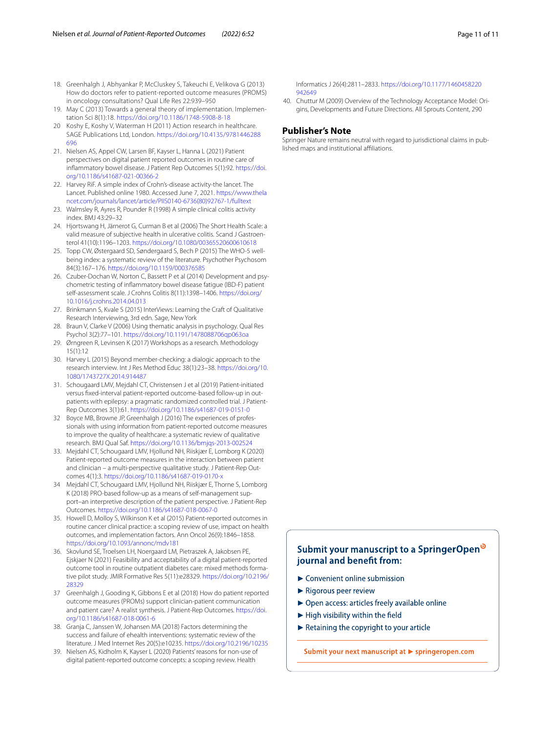18. Greenhalgh J, Abhyankar P, McCluskey S, Takeuchi E, Velikova G (2013) How do doctors refer to patient-reported outcome measures (PROMS) in oncology consultations? Qual Life Res 22:939–950
19. May C (2013) Towards a general theory of implementation. Implementation Sci 8(1):18. https://doi.org/10.1186/1748-5908-8-18
20. Koshy E, Koshy V, Waterman H (2011) Action research in healthcare. SAGE Publications Ltd, London. https://doi.org/10.4135/9781446288696
21. Nielsen AS, Appel CW, Larsen BF, Kayser L, Hanna L (2021) Patient perspectives on digital patient reported outcomes in routine care of inflammatory bowel disease. J Patient Rep Outcomes 5(1):92. https://doi.org/10.1186/s41687-021-00366-2
22. Harvey RiF. A simple index of Crohn's-disease activity-the lancet. The Lancet. Published online 1980. Accessed June 7, 2021. https://www.thelancet.com/journals/lancet/article/PIIS0140-6736(80)92767-1/fulltext
23. Walmsley R, Ayres R, Pounder R (1998) A simple clinical colitis activity index. BMJ 43:29–32
24. Hjortswang H, Järnerot G, Curman B et al (2006) The Short Health Scale: a valid measure of subjective health in ulcerative colitis. Scand J Gastroenterol 41(10):1196–1203. https://doi.org/10.1080/00365520600610618
25. Topp CW, Østergaard SD, Søndergaard S, Bech P (2015) The WHO-5 well-being index: a systematic review of the literature. Psychother Psychosom 84(3):167–176. https://doi.org/10.1159/000376585
26. Czuber-Dochan W, Norton C, Bassett P et al (2014) Development and psychometric testing of inflammatory bowel disease fatigue (IBD-F) patient self-assessment scale. J Crohns Colitis 8(11):1398–1406. https://doi.org/10.1016/j.crohns.2014.04.013
27. Brinkmann S, Kvale S (2015) InterViews: Learning the Craft of Qualitative Research Interviewing, 3rd edn. Sage, New York
28. Braun V, Clarke V (2006) Using thematic analysis in psychology. Qual Res Psychol 3(2):77–101. https://doi.org/10.1191/1478088706qp063oa
29. Ørngreen R, Levinsen K (2017) Workshops as a research. Methodology 15(1):12
30. Harvey L (2015) Beyond member-checking: a dialogic approach to the research interview. Int J Res Method Educ 38(1):23–38. https://doi.org/10.1080/1743727X.2014.914487
31. Schougaard LMV, Mejdahl CT, Christensen J et al (2019) Patient-initiated versus fixed-interval patient-reported outcome-based follow-up in outpatients with epilepsy: a pragmatic randomized controlled trial. J Patient-Rep Outcomes 3(1):61. https://doi.org/10.1186/s41687-019-0151-0
32. Boyce MB, Browne JP, Greenhalgh J (2016) The experiences of professionals with using information from patient-reported outcome measures to improve the quality of healthcare: a systematic review of qualitative research. BMJ Qual Saf. https://doi.org/10.1136/bmjqs-2013-002524
33. Mejdahl CT, Schougaard LMV, Hjollund NH, Riiskjær E, Lomborg K (2020) Patient-reported outcome measures in the interaction between patient and clinician – a multi-perspective qualitative study. J Patient-Rep Outcomes 4(1):3. https://doi.org/10.1186/s41687-019-0170-x
34. Mejdahl CT, Schougaard LMV, Hjollund NH, Riiskjær E, Thorne S, Lomborg K (2018) PRO-based follow-up as a means of self-management support–an interpretive description of the patient perspective. J Patient-Rep Outcomes. https://doi.org/10.1186/s41687-018-0067-0
35. Howell D, Molloy S, Wilkinson K et al (2015) Patient-reported outcomes in routine cancer clinical practice: a scoping review of use, impact on health outcomes, and implementation factors. Ann Oncol 26(9):1846–1858. https://doi.org/10.1093/annonc/mdv181
36. Skovlund SE, Troelsen LH, Noergaard LM, Pietraszek A, Jakobsen PE, Ejskjaer N (2021) Feasibility and acceptability of a digital patient-reported outcome tool in routine outpatient diabetes care: mixed methods formative pilot study. JMIR Formative Res 5(11):e28329. https://doi.org/10.2196/28329
37. Greenhalgh J, Gooding K, Gibbons E et al (2018) How do patient reported outcome measures (PROMs) support clinician-patient communication and patient care? A realist synthesis. J Patient-Rep Outcomes. https://doi.org/10.1186/s41687-018-0061-6
38. Granja C, Janssen W, Johansen MA (2018) Factors determining the success and failure of ehealth interventions: systematic review of the literature. J Med Internet Res 20(5):e10235. https://doi.org/10.2196/10235
39. Nielsen AS, Kidholm K, Kayser L (2020) Patients' reasons for non-use of digital patient-reported outcome concepts: a scoping review. Health Informatics J 26(4):2811–2833. https://doi.org/10.1177/1460458220942649
40. Chuttur M (2009) Overview of the Technology Acceptance Model: Origins, Developments and Future Directions. All Sprouts Content, 290

## Publisher's Note

Springer Nature remains neutral with regard to jurisdictional claims in published maps and institutional affiliations.

**Submit your manuscript to a SpringerOpen journal and benefit from:**

- ► Convenient online submission
- ► Rigorous peer review
- ► Open access: articles freely available online
- ► High visibility within the field
- ► Retaining the copyright to your article

**Submit your next manuscript at ► springeropen.com**